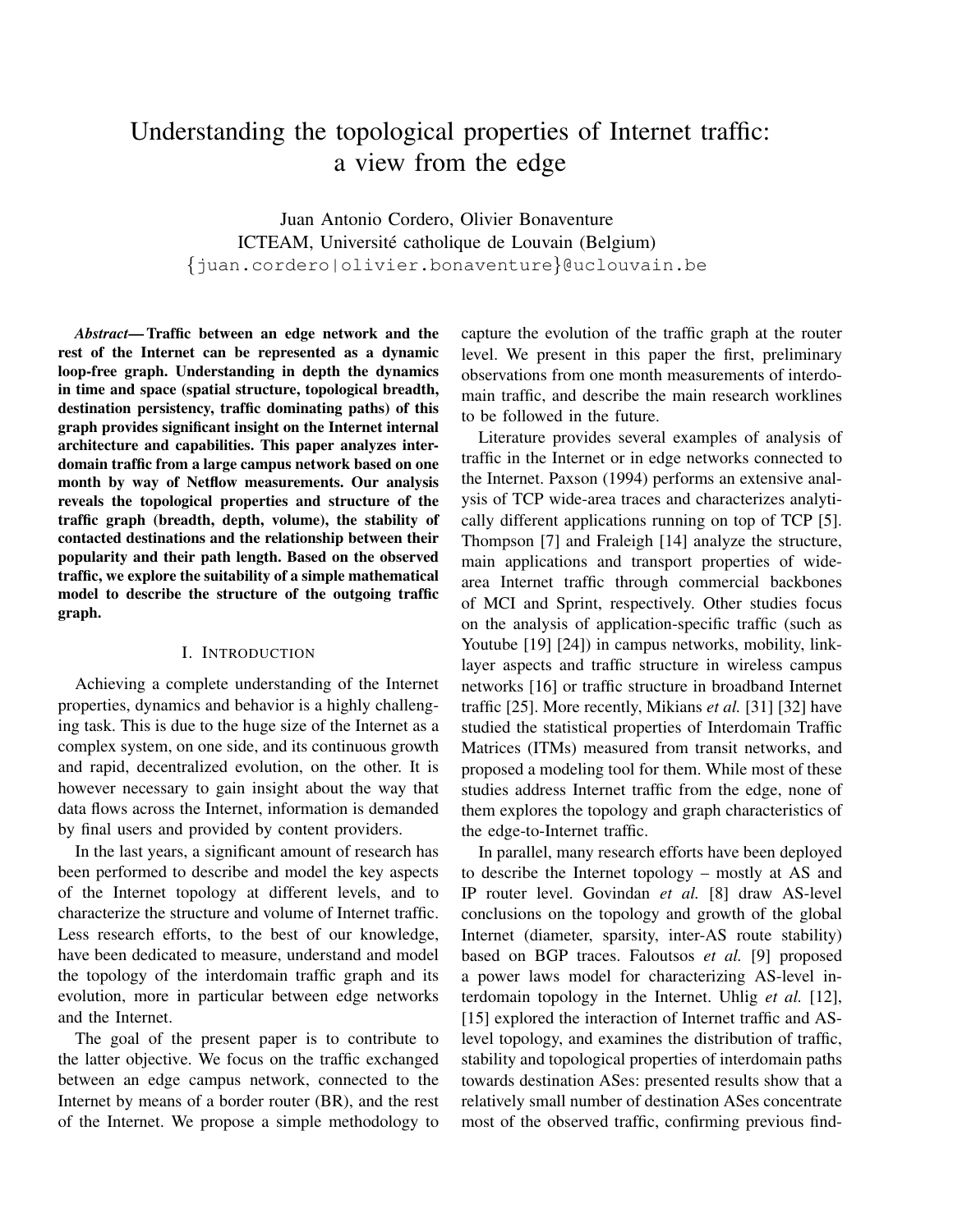# Understanding the topological properties of Internet traffic: a view from the edge

Juan Antonio Cordero, Olivier Bonaventure
ICTEAM, Université catholique de Louvain (Belgium)
{juan.cordero|olivier.bonaventure}@uclouvain.be

***Abstract*— Traffic between an edge network and the rest of the Internet can be represented as a dynamic loop-free graph. Understanding in depth the dynamics in time and space (spatial structure, topological breadth, destination persistency, traffic dominating paths) of this graph provides significant insight on the Internet internal architecture and capabilities. This paper analyzes interdomain traffic from a large campus network based on one month by way of Netflow measurements. Our analysis reveals the topological properties and structure of the traffic graph (breadth, depth, volume), the stability of contacted destinations and the relationship between their popularity and their path length. Based on the observed traffic, we explore the suitability of a simple mathematical model to describe the structure of the outgoing traffic graph.**

## I. Introduction

Achieving a complete understanding of the Internet properties, dynamics and behavior is a highly challenging task. This is due to the huge size of the Internet as a complex system, on one side, and its continuous growth and rapid, decentralized evolution, on the other. It is however necessary to gain insight about the way that data flows across the Internet, information is demanded by final users and provided by content providers.

In the last years, a significant amount of research has been performed to describe and model the key aspects of the Internet topology at different levels, and to characterize the structure and volume of Internet traffic. Less research efforts, to the best of our knowledge, have been dedicated to measure, understand and model the topology of the interdomain traffic graph and its evolution, more in particular between edge networks and the Internet.

The goal of the present paper is to contribute to the latter objective. We focus on the traffic exchanged between an edge campus network, connected to the Internet by means of a border router (BR), and the rest of the Internet. We propose a simple methodology to capture the evolution of the traffic graph at the router level. We present in this paper the first, preliminary observations from one month measurements of interdomain traffic, and describe the main research worklines to be followed in the future.

Literature provides several examples of analysis of traffic in the Internet or in edge networks connected to the Internet. Paxson (1994) performs an extensive analysis of TCP wide-area traces and characterizes analytically different applications running on top of TCP [5]. Thompson [7] and Fraleigh [14] analyze the structure, main applications and transport properties of wide-area Internet traffic through commercial backbones of MCI and Sprint, respectively. Other studies focus on the analysis of application-specific traffic (such as Youtube [19] [24]) in campus networks, mobility, link-layer aspects and traffic structure in wireless campus networks [16] or traffic structure in broadband Internet traffic [25]. More recently, Mikians *et al.* [31] [32] have studied the statistical properties of Interdomain Traffic Matrices (ITMs) measured from transit networks, and proposed a modeling tool for them. While most of these studies address Internet traffic from the edge, none of them explores the topology and graph characteristics of the edge-to-Internet traffic.

In parallel, many research efforts have been deployed to describe the Internet topology – mostly at AS and IP router level. Govindan *et al.* [8] draw AS-level conclusions on the topology and growth of the global Internet (diameter, sparsity, inter-AS route stability) based on BGP traces. Faloutsos *et al.* [9] proposed a power laws model for characterizing AS-level interdomain topology in the Internet. Uhlig *et al.* [12], [15] explored the interaction of Internet traffic and AS-level topology, and examines the distribution of traffic, stability and topological properties of interdomain paths towards destination ASes: presented results show that a relatively small number of destination ASes concentrate most of the observed traffic, confirming previous find-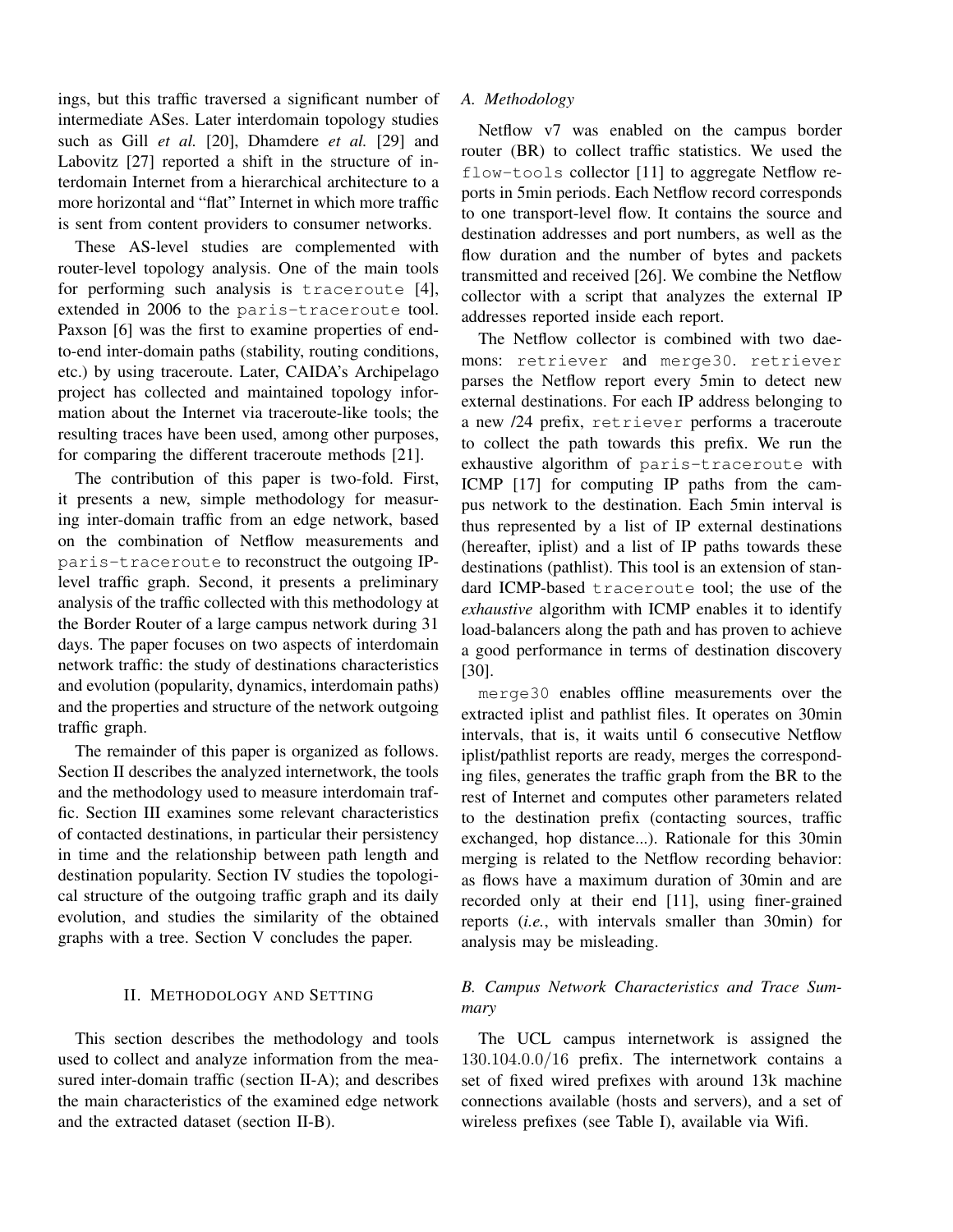ings, but this traffic traversed a significant number of intermediate ASes. Later interdomain topology studies such as Gill *et al.* [20], Dhamdere *et al.* [29] and Labovitz [27] reported a shift in the structure of interdomain Internet from a hierarchical architecture to a more horizontal and "flat" Internet in which more traffic is sent from content providers to consumer networks.

These AS-level studies are complemented with router-level topology analysis. One of the main tools for performing such analysis is `traceroute` [4], extended in 2006 to the `paris-traceroute` tool. Paxson [6] was the first to examine properties of end-to-end inter-domain paths (stability, routing conditions, etc.) by using traceroute. Later, CAIDA's Archipelago project has collected and maintained topology information about the Internet via traceroute-like tools; the resulting traces have been used, among other purposes, for comparing the different traceroute methods [21].

The contribution of this paper is two-fold. First, it presents a new, simple methodology for measuring inter-domain traffic from an edge network, based on the combination of Netflow measurements and `paris-traceroute` to reconstruct the outgoing IP-level traffic graph. Second, it presents a preliminary analysis of the traffic collected with this methodology at the Border Router of a large campus network during 31 days. The paper focuses on two aspects of interdomain network traffic: the study of destinations characteristics and evolution (popularity, dynamics, interdomain paths) and the properties and structure of the network outgoing traffic graph.

The remainder of this paper is organized as follows. Section II describes the analyzed internetwork, the tools and the methodology used to measure interdomain traffic. Section III examines some relevant characteristics of contacted destinations, in particular their persistency in time and the relationship between path length and destination popularity. Section IV studies the topological structure of the outgoing traffic graph and its daily evolution, and studies the similarity of the obtained graphs with a tree. Section V concludes the paper.

## II. Methodology and Setting

This section describes the methodology and tools used to collect and analyze information from the measured inter-domain traffic (section II-A); and describes the main characteristics of the examined edge network and the extracted dataset (section II-B).

### A. Methodology

Netflow v7 was enabled on the campus border router (BR) to collect traffic statistics. We used the `flow-tools` collector [11] to aggregate Netflow reports in 5min periods. Each Netflow record corresponds to one transport-level flow. It contains the source and destination addresses and port numbers, as well as the flow duration and the number of bytes and packets transmitted and received [26]. We combine the Netflow collector with a script that analyzes the external IP addresses reported inside each report.

The Netflow collector is combined with two daemons: `retriever` and `merge30`. `retriever` parses the Netflow report every 5min to detect new external destinations. For each IP address belonging to a new /24 prefix, `retriever` performs a traceroute to collect the path towards this prefix. We run the exhaustive algorithm of `paris-traceroute` with ICMP [17] for computing IP paths from the campus network to the destination. Each 5min interval is thus represented by a list of IP external destinations (hereafter, iplist) and a list of IP paths towards these destinations (pathlist). This tool is an extension of standard ICMP-based `traceroute` tool; the use of the *exhaustive* algorithm with ICMP enables it to identify load-balancers along the path and has proven to achieve a good performance in terms of destination discovery [30].

`merge30` enables offline measurements over the extracted iplist and pathlist files. It operates on 30min intervals, that is, it waits until 6 consecutive Netflow iplist/pathlist reports are ready, merges the corresponding files, generates the traffic graph from the BR to the rest of Internet and computes other parameters related to the destination prefix (contacting sources, traffic exchanged, hop distance...). Rationale for this 30min merging is related to the Netflow recording behavior: as flows have a maximum duration of 30min and are recorded only at their end [11], using finer-grained reports (*i.e.*, with intervals smaller than 30min) for analysis may be misleading.

### B. Campus Network Characteristics and Trace Summary

The UCL campus internetwork is assigned the $130.104.0.0/16$ prefix. The internetwork contains a set of fixed wired prefixes with around 13k machine connections available (hosts and servers), and a set of wireless prefixes (see Table I), available via Wifi.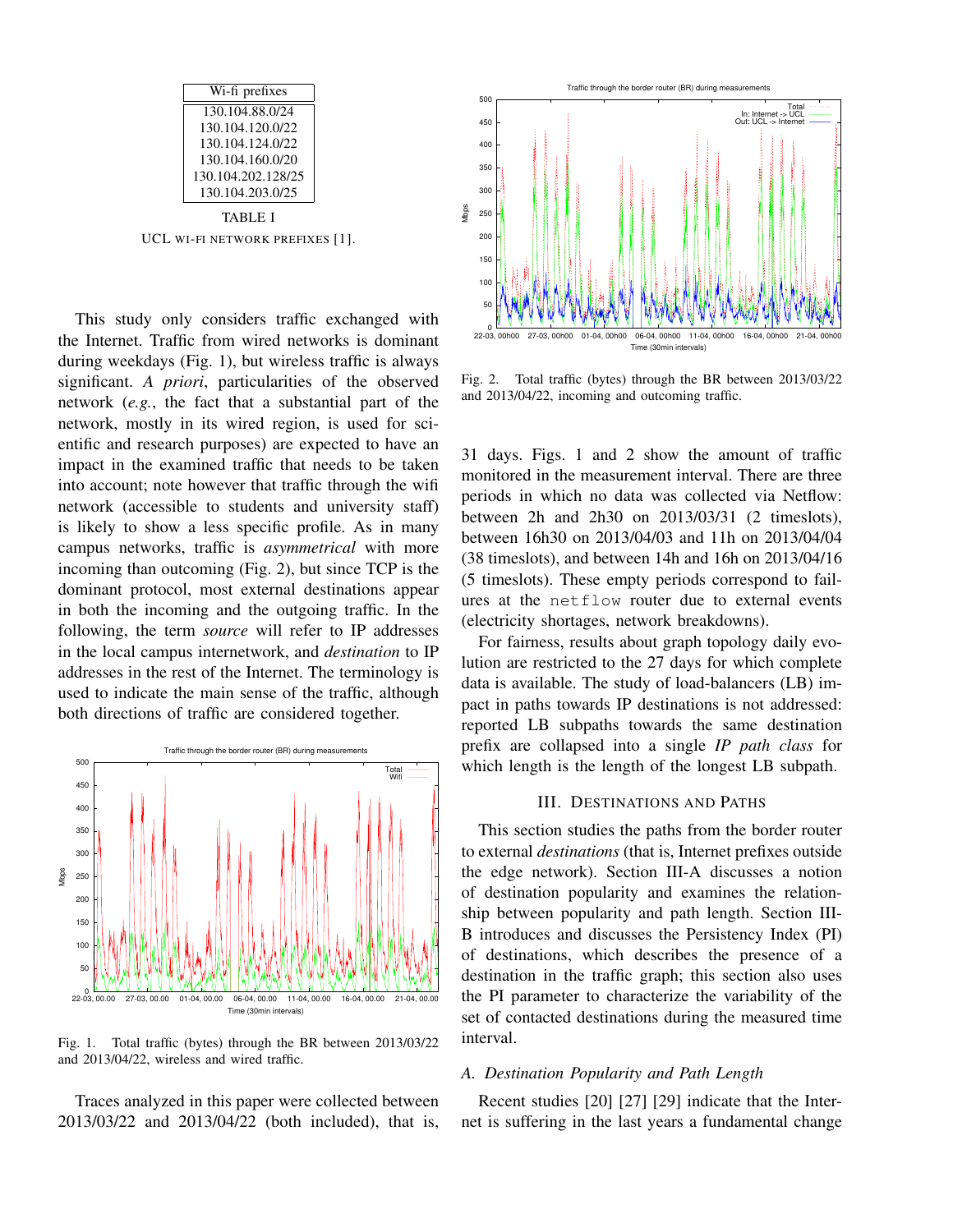| Wi-fi prefixes |
|---|
| 130.104.88.0/24 |
| 130.104.120.0/22 |
| 130.104.124.0/22 |
| 130.104.160.0/20 |
| 130.104.202.128/25 |
| 130.104.203.0/25 |

TABLE I

UCL WI-FI NETWORK PREFIXES [1].

This study only considers traffic exchanged with the Internet. Traffic from wired networks is dominant during weekdays (Fig. 1), but wireless traffic is always significant. *A priori*, particularities of the observed network (*e.g.*, the fact that a substantial part of the network, mostly in its wired region, is used for scientific and research purposes) are expected to have an impact in the examined traffic that needs to be taken into account; note however that traffic through the wifi network (accessible to students and university staff) is likely to show a less specific profile. As in many campus networks, traffic is *asymmetrical* with more incoming than outcoming (Fig. 2), but since TCP is the dominant protocol, most external destinations appear in both the incoming and the outgoing traffic. In the following, the term *source* will refer to IP addresses in the local campus internetwork, and *destination* to IP addresses in the rest of the Internet. The terminology is used to indicate the main sense of the traffic, although both directions of traffic are considered together.

Fig. 1. Total traffic (bytes) through the BR between 2013/03/22 and 2013/04/22, wireless and wired traffic.

Traces analyzed in this paper were collected between 2013/03/22 and 2013/04/22 (both included), that is, 31 days. Figs. 1 and 2 show the amount of traffic monitored in the measurement interval. There are three periods in which no data was collected via Netflow: between 2h and 2h30 on 2013/03/31 (2 timeslots), between 16h30 on 2013/04/03 and 11h on 2013/04/04 (38 timeslots), and between 14h and 16h on 2013/04/16 (5 timeslots). These empty periods correspond to failures at the `netflow` router due to external events (electricity shortages, network breakdowns).

Fig. 2. Total traffic (bytes) through the BR between 2013/03/22 and 2013/04/22, incoming and outcoming traffic.

For fairness, results about graph topology daily evolution are restricted to the 27 days for which complete data is available. The study of load-balancers (LB) impact in paths towards IP destinations is not addressed: reported LB subpaths towards the same destination prefix are collapsed into a single *IP path class* for which length is the length of the longest LB subpath.

## III. DESTINATIONS AND PATHS

This section studies the paths from the border router to external *destinations* (that is, Internet prefixes outside the edge network). Section III-A discusses a notion of destination popularity and examines the relationship between popularity and path length. Section III-B introduces and discusses the Persistency Index (PI) of destinations, which describes the presence of a destination in the traffic graph; this section also uses the PI parameter to characterize the variability of the set of contacted destinations during the measured time interval.

### *A. Destination Popularity and Path Length*

Recent studies [20] [27] [29] indicate that the Internet is suffering in the last years a fundamental change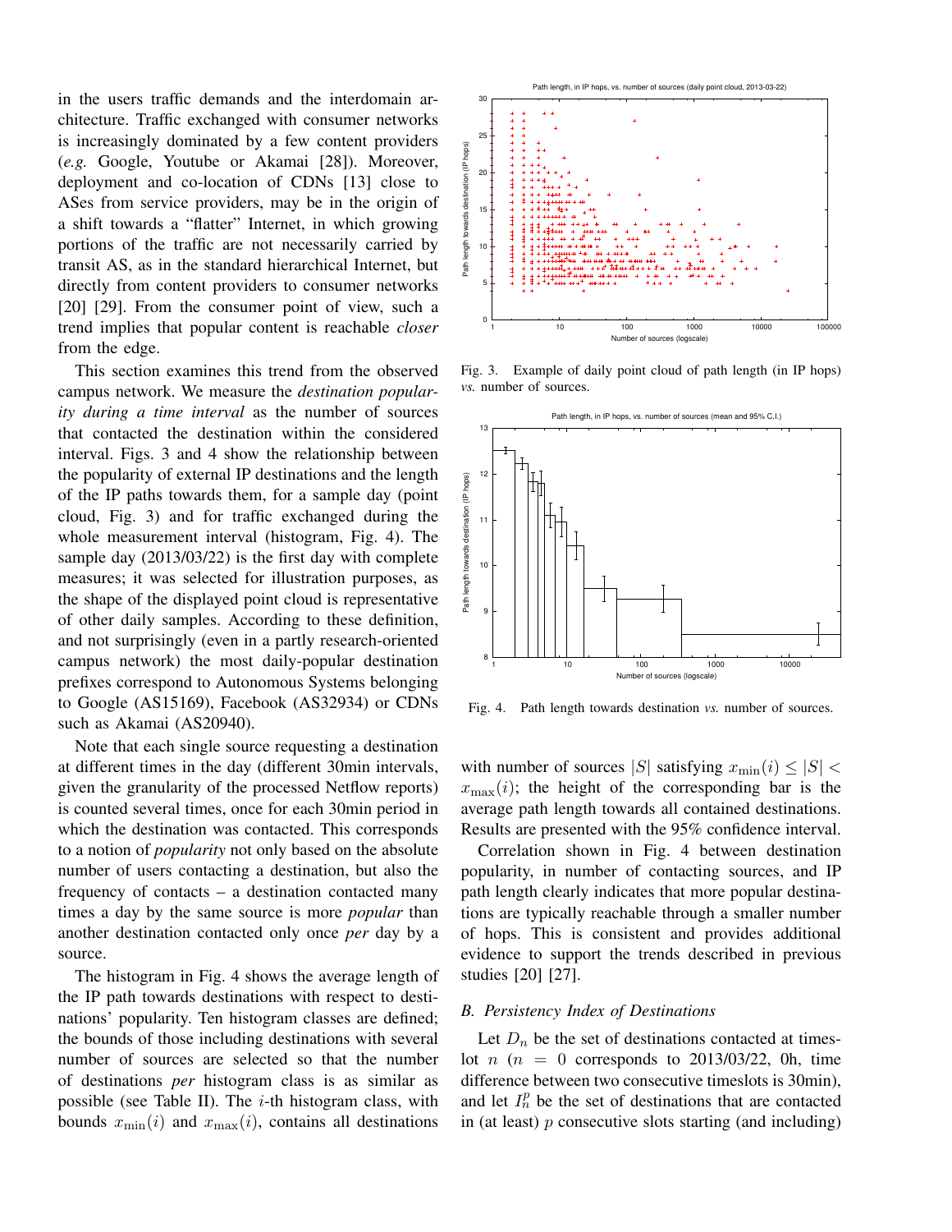in the users traffic demands and the interdomain architecture. Traffic exchanged with consumer networks is increasingly dominated by a few content providers (*e.g.* Google, Youtube or Akamai [28]). Moreover, deployment and co-location of CDNs [13] close to ASes from service providers, may be in the origin of a shift towards a "flatter" Internet, in which growing portions of the traffic are not necessarily carried by transit AS, as in the standard hierarchical Internet, but directly from content providers to consumer networks [20] [29]. From the consumer point of view, such a trend implies that popular content is reachable *closer* from the edge.

This section examines this trend from the observed campus network. We measure the *destination popularity during a time interval* as the number of sources that contacted the destination within the considered interval. Figs. 3 and 4 show the relationship between the popularity of external IP destinations and the length of the IP paths towards them, for a sample day (point cloud, Fig. 3) and for traffic exchanged during the whole measurement interval (histogram, Fig. 4). The sample day (2013/03/22) is the first day with complete measures; it was selected for illustration purposes, as the shape of the displayed point cloud is representative of other daily samples. According to these definition, and not surprisingly (even in a partly research-oriented campus network) the most daily-popular destination prefixes correspond to Autonomous Systems belonging to Google (AS15169), Facebook (AS32934) or CDNs such as Akamai (AS20940).

Note that each single source requesting a destination at different times in the day (different 30min intervals, given the granularity of the processed Netflow reports) is counted several times, once for each 30min period in which the destination was contacted. This corresponds to a notion of *popularity* not only based on the absolute number of users contacting a destination, but also the frequency of contacts – a destination contacted many times a day by the same source is more *popular* than another destination contacted only once *per* day by a source.

The histogram in Fig. 4 shows the average length of the IP path towards destinations with respect to destinations' popularity. Ten histogram classes are defined; the bounds of those including destinations with several number of sources are selected so that the number of destinations *per* histogram class is as similar as possible (see Table II). The $i$-th histogram class, with bounds $x_{\min}(i)$ and $x_{\max}(i)$, contains all destinations with number of sources $|S|$ satisfying $x_{\min}(i) \leq |S| < x_{\max}(i)$; the height of the corresponding bar is the average path length towards all contained destinations. Results are presented with the 95% confidence interval.

Fig. 3. Example of daily point cloud of path length (in IP hops) *vs.* number of sources.

Fig. 4. Path length towards destination *vs.* number of sources.

Correlation shown in Fig. 4 between destination popularity, in number of contacting sources, and IP path length clearly indicates that more popular destinations are typically reachable through a smaller number of hops. This is consistent and provides additional evidence to support the trends described in previous studies [20] [27].

### B. Persistency Index of Destinations

Let $D_n$ be the set of destinations contacted at timeslot $n$ ($n = 0$ corresponds to 2013/03/22, 0h, time difference between two consecutive timeslots is 30min), and let $I_n^p$ be the set of destinations that are contacted in (at least) $p$ consecutive slots starting (and including)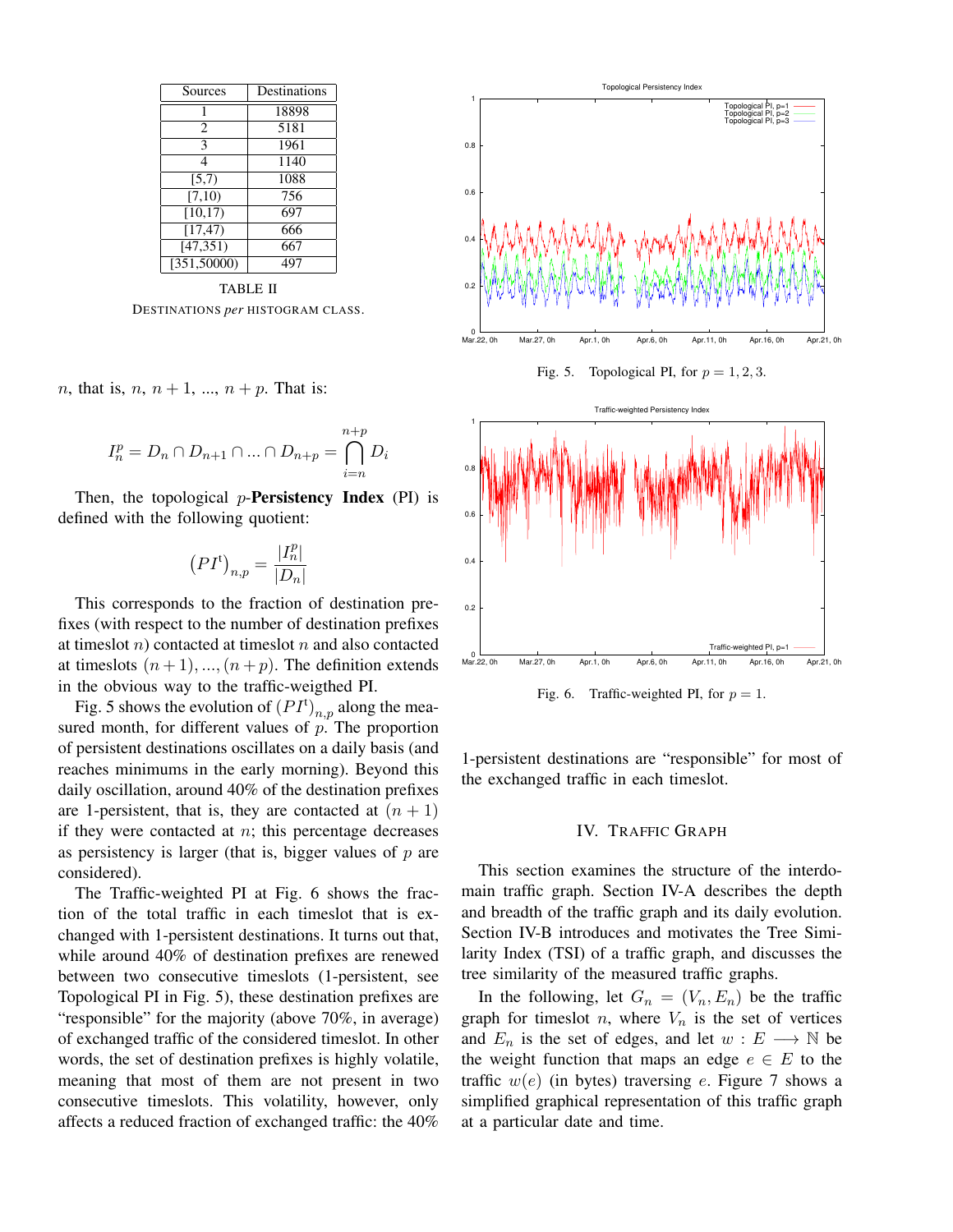| Sources | Destinations |
|---|---|
| 1 | 18898 |
| 2 | 5181 |
| 3 | 1961 |
| 4 | 1140 |
| [5,7) | 1088 |
| [7,10) | 756 |
| [10,17) | 697 |
| [17,47) | 666 |
| [47,351) | 667 |
| [351,50000) | 497 |

TABLE II
DESTINATIONS *per* HISTOGRAM CLASS.

$n$, that is, $n$, $n+1$, ..., $n+p$. That is:

$$I_n^p = D_n \cap D_{n+1} \cap ... \cap D_{n+p} = \bigcap_{i=n}^{n+p} D_i$$

Then, the topological $p$-**Persistency Index** (PI) is defined with the following quotient:

$$\left(PI^{\mathrm{t}}\right)_{n,p} = \frac{|I_n^p|}{|D_n|}$$

This corresponds to the fraction of destination prefixes (with respect to the number of destination prefixes at timeslot $n$) contacted at timeslot $n$ and also contacted at timeslots $(n+1), ..., (n+p)$. The definition extends in the obvious way to the traffic-weigthed PI.

Fig. 5 shows the evolution of $\left(PI^{\mathrm{t}}\right)_{n,p}$ along the measured month, for different values of $p$. The proportion of persistent destinations oscillates on a daily basis (and reaches minimums in the early morning). Beyond this daily oscillation, around 40% of the destination prefixes are 1-persistent, that is, they are contacted at $(n+1)$ if they were contacted at $n$; this percentage decreases as persistency is larger (that is, bigger values of $p$ are considered).

The Traffic-weighted PI at Fig. 6 shows the fraction of the total traffic in each timeslot that is exchanged with 1-persistent destinations. It turns out that, while around 40% of destination prefixes are renewed between two consecutive timeslots (1-persistent, see Topological PI in Fig. 5), these destination prefixes are "responsible" for the majority (above 70%, in average) of exchanged traffic of the considered timeslot. In other words, the set of destination prefixes is highly volatile, meaning that most of them are not present in two consecutive timeslots. This volatility, however, only affects a reduced fraction of exchanged traffic: the 40% 1-persistent destinations are "responsible" for most of the exchanged traffic in each timeslot.

Fig. 5. Topological PI, for $p = 1, 2, 3$.

Fig. 6. Traffic-weighted PI, for $p = 1$.

## IV. TRAFFIC GRAPH

This section examines the structure of the interdomain traffic graph. Section IV-A describes the depth and breadth of the traffic graph and its daily evolution. Section IV-B introduces and motivates the Tree Similarity Index (TSI) of a traffic graph, and discusses the tree similarity of the measured traffic graphs.

In the following, let $G_n = (V_n, E_n)$ be the traffic graph for timeslot $n$, where $V_n$ is the set of vertices and $E_n$ is the set of edges, and let $w : E \longrightarrow \mathbb{N}$ be the weight function that maps an edge $e \in E$ to the traffic $w(e)$ (in bytes) traversing $e$. Figure 7 shows a simplified graphical representation of this traffic graph at a particular date and time.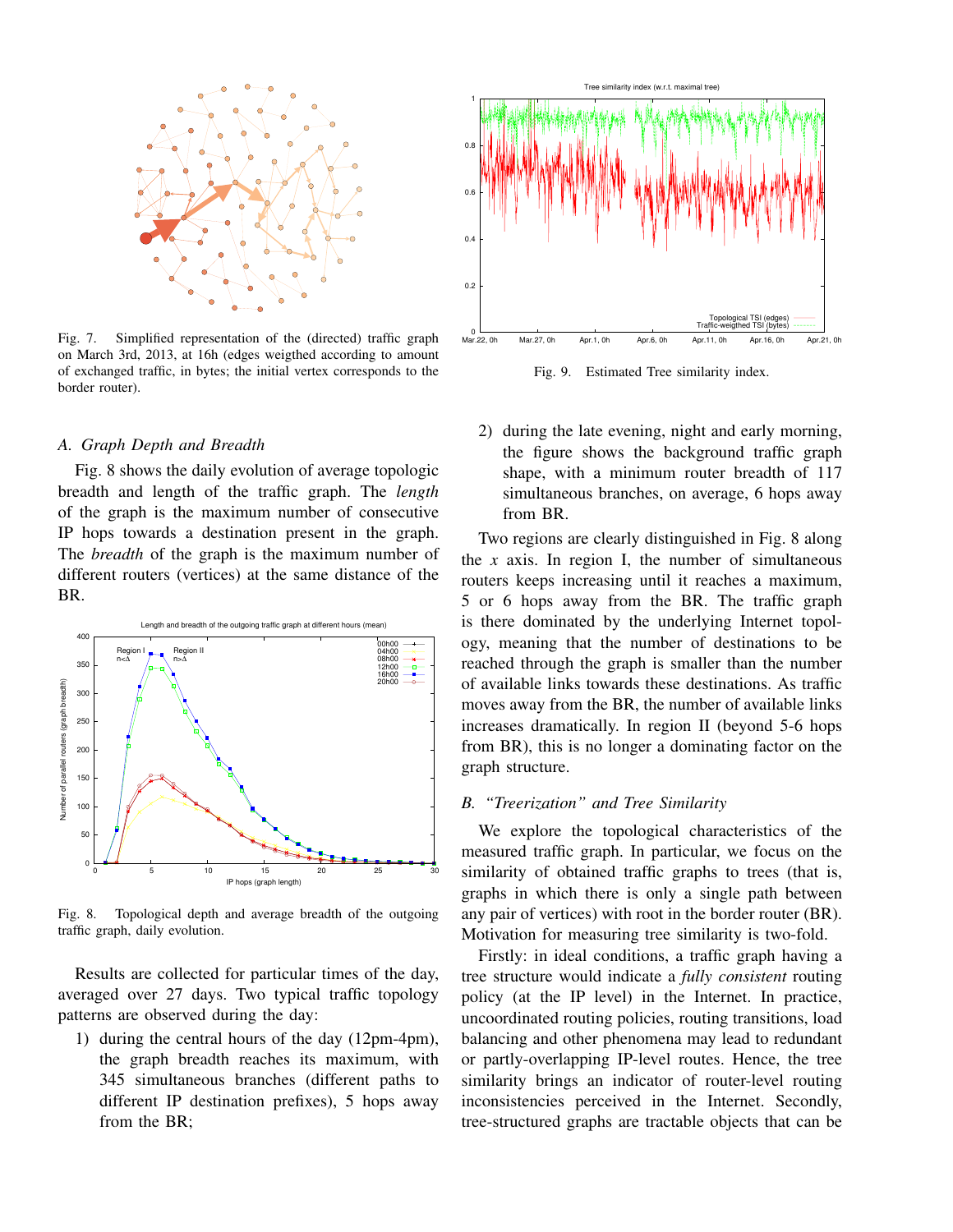Fig. 7. Simplified representation of the (directed) traffic graph on March 3rd, 2013, at 16h (edges weigthed according to amount of exchanged traffic, in bytes; the initial vertex corresponds to the border router).

Fig. 9. Estimated Tree similarity index.

### A. Graph Depth and Breadth

Fig. 8 shows the daily evolution of average topologic breadth and length of the traffic graph. The *length* of the graph is the maximum number of consecutive IP hops towards a destination present in the graph. The *breadth* of the graph is the maximum number of different routers (vertices) at the same distance of the BR.

Fig. 8. Topological depth and average breadth of the outgoing traffic graph, daily evolution.

Results are collected for particular times of the day, averaged over 27 days. Two typical traffic topology patterns are observed during the day:

1) during the central hours of the day (12pm-4pm), the graph breadth reaches its maximum, with 345 simultaneous branches (different paths to different IP destination prefixes), 5 hops away from the BR;
2) during the late evening, night and early morning, the figure shows the background traffic graph shape, with a minimum router breadth of 117 simultaneous branches, on average, 6 hops away from BR.

Two regions are clearly distinguished in Fig. 8 along the $x$ axis. In region I, the number of simultaneous routers keeps increasing until it reaches a maximum, 5 or 6 hops away from the BR. The traffic graph is there dominated by the underlying Internet topology, meaning that the number of destinations to be reached through the graph is smaller than the number of available links towards these destinations. As traffic moves away from the BR, the number of available links increases dramatically. In region II (beyond 5-6 hops from BR), this is no longer a dominating factor on the graph structure.

### B. "Treerization" and Tree Similarity

We explore the topological characteristics of the measured traffic graph. In particular, we focus on the similarity of obtained traffic graphs to trees (that is, graphs in which there is only a single path between any pair of vertices) with root in the border router (BR). Motivation for measuring tree similarity is two-fold.

Firstly: in ideal conditions, a traffic graph having a tree structure would indicate a *fully consistent* routing policy (at the IP level) in the Internet. In practice, uncoordinated routing policies, routing transitions, load balancing and other phenomena may lead to redundant or partly-overlapping IP-level routes. Hence, the tree similarity brings an indicator of router-level routing inconsistencies perceived in the Internet. Secondly, tree-structured graphs are tractable objects that can be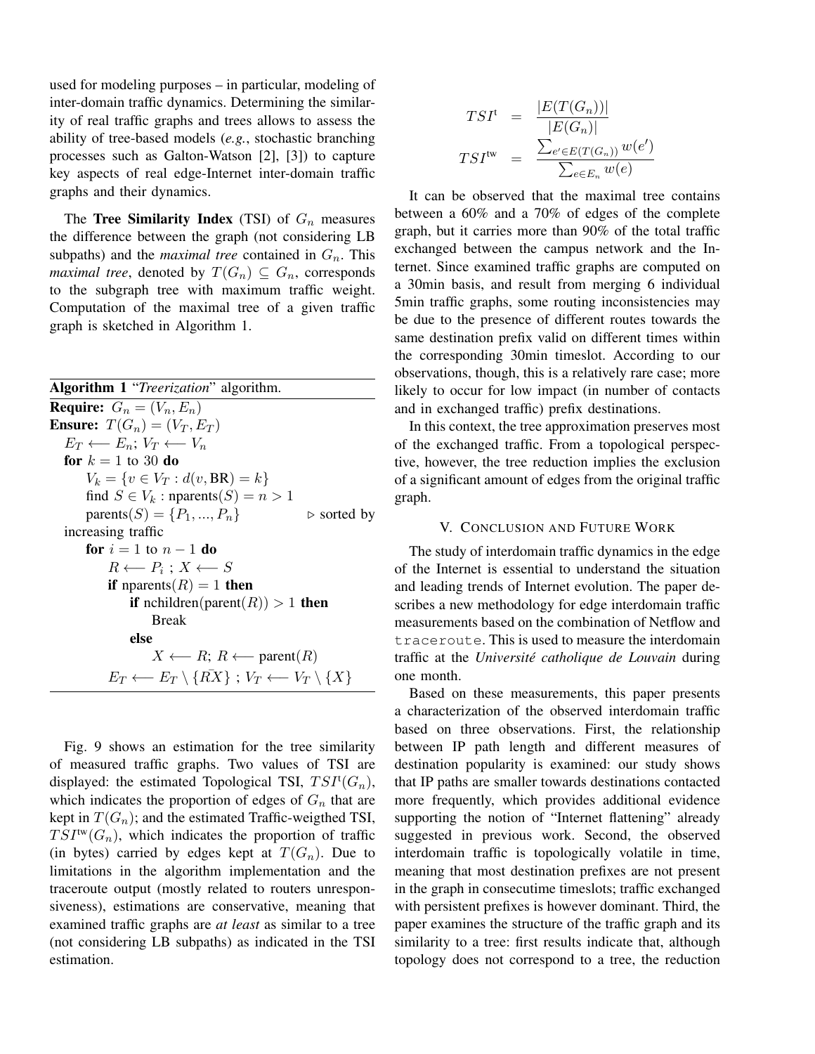used for modeling purposes – in particular, modeling of inter-domain traffic dynamics. Determining the similarity of real traffic graphs and trees allows to assess the ability of tree-based models (*e.g.*, stochastic branching processes such as Galton-Watson [2], [3]) to capture key aspects of real edge-Internet inter-domain traffic graphs and their dynamics.

The **Tree Similarity Index** (TSI) of $G_n$ measures the difference between the graph (not considering LB subpaths) and the *maximal tree* contained in $G_n$. This *maximal tree*, denoted by $T(G_n) \subseteq G_n$, corresponds to the subgraph tree with maximum traffic weight. Computation of the maximal tree of a given traffic graph is sketched in Algorithm 1.

**Algorithm 1** "*Treerization*" algorithm.

**Require:** $G_n = (V_n, E_n)$
**Ensure:** $T(G_n) = (V_T, E_T)$
$E_T \longleftarrow E_n$; $V_T \longleftarrow V_n$
**for** $k = 1$ to 30 **do**
  $V_k = \{v \in V_T : d(v, \text{BR}) = k\}$
  find $S \in V_k : \text{nparents}(S) = n > 1$
  $\text{parents}(S) = \{P_1, ..., P_n\}$ ▷ sorted by increasing traffic
  **for** $i = 1$ to $n - 1$ **do**
    $R \longleftarrow P_i$ ; $X \longleftarrow S$
    **if** $\text{nparents}(R) = 1$ **then**
      **if** $\text{nchildren}(\text{parent}(R)) > 1$ **then**
        Break
      **else**
        $X \longleftarrow R$; $R \longleftarrow \text{parent}(R)$
    $E_T \longleftarrow E_T \setminus \{\bar{RX}\}$ ; $V_T \longleftarrow V_T \setminus \{X\}$

Fig. 9 shows an estimation for the tree similarity of measured traffic graphs. Two values of TSI are displayed: the estimated Topological TSI, $TSI^{\text{t}}(G_n)$, which indicates the proportion of edges of $G_n$ that are kept in $T(G_n)$; and the estimated Traffic-weigthed TSI, $TSI^{\text{tw}}(G_n)$, which indicates the proportion of traffic (in bytes) carried by edges kept at $T(G_n)$. Due to limitations in the algorithm implementation and the traceroute output (mostly related to routers unresponsiveness), estimations are conservative, meaning that examined traffic graphs are *at least* as similar to a tree (not considering LB subpaths) as indicated in the TSI estimation.

$$
\begin{aligned}
TSI^{\text{t}} &= \frac{|E(T(G_n))|}{|E(G_n)|} \\
TSI^{\text{tw}} &= \frac{\sum_{e' \in E(T(G_n))} w(e')}{\sum_{e \in E_n} w(e)}
\end{aligned}
$$

It can be observed that the maximal tree contains between a 60% and a 70% of edges of the complete graph, but it carries more than 90% of the total traffic exchanged between the campus network and the Internet. Since examined traffic graphs are computed on a 30min basis, and result from merging 6 individual 5min traffic graphs, some routing inconsistencies may be due to the presence of different routes towards the same destination prefix valid on different times within the corresponding 30min timeslot. According to our observations, though, this is a relatively rare case; more likely to occur for low impact (in number of contacts and in exchanged traffic) prefix destinations.

In this context, the tree approximation preserves most of the exchanged traffic. From a topological perspective, however, the tree reduction implies the exclusion of a significant amount of edges from the original traffic graph.

## V. Conclusion and Future Work

The study of interdomain traffic dynamics in the edge of the Internet is essential to understand the situation and leading trends of Internet evolution. The paper describes a new methodology for edge interdomain traffic measurements based on the combination of Netflow and `traceroute`. This is used to measure the interdomain traffic at the *Université catholique de Louvain* during one month.

Based on these measurements, this paper presents a characterization of the observed interdomain traffic based on three observations. First, the relationship between IP path length and different measures of destination popularity is examined: our study shows that IP paths are smaller towards destinations contacted more frequently, which provides additional evidence supporting the notion of "Internet flattening" already suggested in previous work. Second, the observed interdomain traffic is topologically volatile in time, meaning that most destination prefixes are not present in the graph in consecutime timeslots; traffic exchanged with persistent prefixes is however dominant. Third, the paper examines the structure of the traffic graph and its similarity to a tree: first results indicate that, although topology does not correspond to a tree, the reduction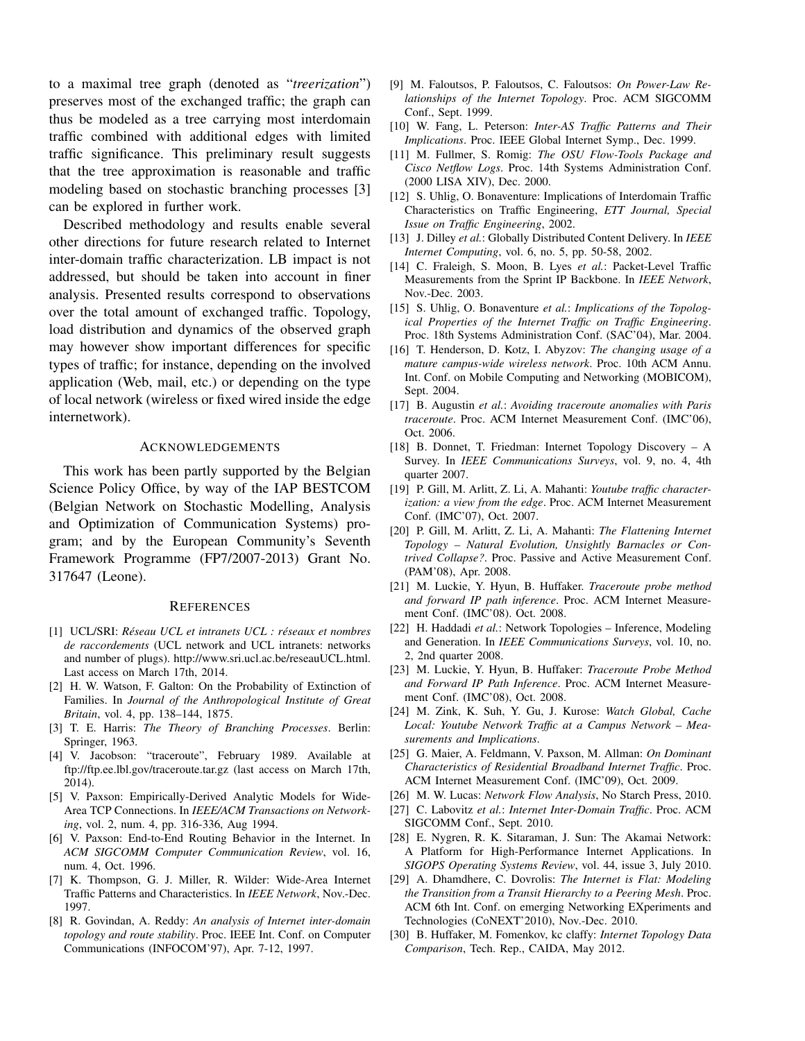to a maximal tree graph (denoted as "*treerization*") preserves most of the exchanged traffic; the graph can thus be modeled as a tree carrying most interdomain traffic combined with additional edges with limited traffic significance. This preliminary result suggests that the tree approximation is reasonable and traffic modeling based on stochastic branching processes [3] can be explored in further work.

Described methodology and results enable several other directions for future research related to Internet inter-domain traffic characterization. LB impact is not addressed, but should be taken into account in finer analysis. Presented results correspond to observations over the total amount of exchanged traffic. Topology, load distribution and dynamics of the observed graph may however show important differences for specific types of traffic; for instance, depending on the involved application (Web, mail, etc.) or depending on the type of local network (wireless or fixed wired inside the edge internetwork).

## Acknowledgements

This work has been partly supported by the Belgian Science Policy Office, by way of the IAP BESTCOM (Belgian Network on Stochastic Modelling, Analysis and Optimization of Communication Systems) program; and by the European Community's Seventh Framework Programme (FP7/2007-2013) Grant No. 317647 (Leone).

## References

[1] UCL/SRI: *Réseau UCL et intranets UCL : réseaux et nombres de raccordements* (UCL network and UCL intranets: networks and number of plugs). http://www.sri.ucl.ac.be/reseauUCL.html. Last access on March 17th, 2014.

[2] H. W. Watson, F. Galton: On the Probability of Extinction of Families. In *Journal of the Anthropological Institute of Great Britain*, vol. 4, pp. 138–144, 1875.

[3] T. E. Harris: *The Theory of Branching Processes*. Berlin: Springer, 1963.

[4] V. Jacobson: "traceroute", February 1989. Available at ftp://ftp.ee.lbl.gov/traceroute.tar.gz (last access on March 17th, 2014).

[5] V. Paxson: Empirically-Derived Analytic Models for Wide-Area TCP Connections. In *IEEE/ACM Transactions on Networking*, vol. 2, num. 4, pp. 316-336, Aug 1994.

[6] V. Paxson: End-to-End Routing Behavior in the Internet. In *ACM SIGCOMM Computer Communication Review*, vol. 16, num. 4, Oct. 1996.

[7] K. Thompson, G. J. Miller, R. Wilder: Wide-Area Internet Traffic Patterns and Characteristics. In *IEEE Network*, Nov.-Dec. 1997.

[8] R. Govindan, A. Reddy: *An analysis of Internet inter-domain topology and route stability*. Proc. IEEE Int. Conf. on Computer Communications (INFOCOM'97), Apr. 7-12, 1997.

[9] M. Faloutsos, P. Faloutsos, C. Faloutsos: *On Power-Law Relationships of the Internet Topology*. Proc. ACM SIGCOMM Conf., Sept. 1999.

[10] W. Fang, L. Peterson: *Inter-AS Traffic Patterns and Their Implications*. Proc. IEEE Global Internet Symp., Dec. 1999.

[11] M. Fullmer, S. Romig: *The OSU Flow-Tools Package and Cisco Netflow Logs*. Proc. 14th Systems Administration Conf. (2000 LISA XIV), Dec. 2000.

[12] S. Uhlig, O. Bonaventure: Implications of Interdomain Traffic Characteristics on Traffic Engineering, *ETT Journal, Special Issue on Traffic Engineering*, 2002.

[13] J. Dilley *et al.*: Globally Distributed Content Delivery. In *IEEE Internet Computing*, vol. 6, no. 5, pp. 50-58, 2002.

[14] C. Fraleigh, S. Moon, B. Lyes *et al.*: Packet-Level Traffic Measurements from the Sprint IP Backbone. In *IEEE Network*, Nov.-Dec. 2003.

[15] S. Uhlig, O. Bonaventure *et al.*: *Implications of the Topological Properties of the Internet Traffic on Traffic Engineering*. Proc. 18th Systems Administration Conf. (SAC'04), Mar. 2004.

[16] T. Henderson, D. Kotz, I. Abyzov: *The changing usage of a mature campus-wide wireless network*. Proc. 10th ACM Annu. Int. Conf. on Mobile Computing and Networking (MOBICOM), Sept. 2004.

[17] B. Augustin *et al.*: *Avoiding traceroute anomalies with Paris traceroute*. Proc. ACM Internet Measurement Conf. (IMC'06), Oct. 2006.

[18] B. Donnet, T. Friedman: Internet Topology Discovery – A Survey. In *IEEE Communications Surveys*, vol. 9, no. 4, 4th quarter 2007.

[19] P. Gill, M. Arlitt, Z. Li, A. Mahanti: *Youtube traffic characterization: a view from the edge*. Proc. ACM Internet Measurement Conf. (IMC'07), Oct. 2007.

[20] P. Gill, M. Arlitt, Z. Li, A. Mahanti: *The Flattening Internet Topology – Natural Evolution, Unsightly Barnacles or Contrived Collapse?*. Proc. Passive and Active Measurement Conf. (PAM'08), Apr. 2008.

[21] M. Luckie, Y. Hyun, B. Huffaker. *Traceroute probe method and forward IP path inference*. Proc. ACM Internet Measurement Conf. (IMC'08). Oct. 2008.

[22] H. Haddadi *et al.*: Network Topologies – Inference, Modeling and Generation. In *IEEE Communications Surveys*, vol. 10, no. 2, 2nd quarter 2008.

[23] M. Luckie, Y. Hyun, B. Huffaker: *Traceroute Probe Method and Forward IP Path Inference*. Proc. ACM Internet Measurement Conf. (IMC'08), Oct. 2008.

[24] M. Zink, K. Suh, Y. Gu, J. Kurose: *Watch Global, Cache Local: Youtube Network Traffic at a Campus Network – Measurements and Implications*.

[25] G. Maier, A. Feldmann, V. Paxson, M. Allman: *On Dominant Characteristics of Residential Broadband Internet Traffic*. Proc. ACM Internet Measurement Conf. (IMC'09), Oct. 2009.

[26] M. W. Lucas: *Network Flow Analysis*, No Starch Press, 2010.

[27] C. Labovitz *et al.*: *Internet Inter-Domain Traffic*. Proc. ACM SIGCOMM Conf., Sept. 2010.

[28] E. Nygren, R. K. Sitaraman, J. Sun: The Akamai Network: A Platform for High-Performance Internet Applications. In *SIGOPS Operating Systems Review*, vol. 44, issue 3, July 2010.

[29] A. Dhamdhere, C. Dovrolis: *The Internet is Flat: Modeling the Transition from a Transit Hierarchy to a Peering Mesh*. Proc. ACM 6th Int. Conf. on emerging Networking EXperiments and Technologies (CoNEXT'2010), Nov.-Dec. 2010.

[30] B. Huffaker, M. Fomenkov, kc claffy: *Internet Topology Data Comparison*, Tech. Rep., CAIDA, May 2012.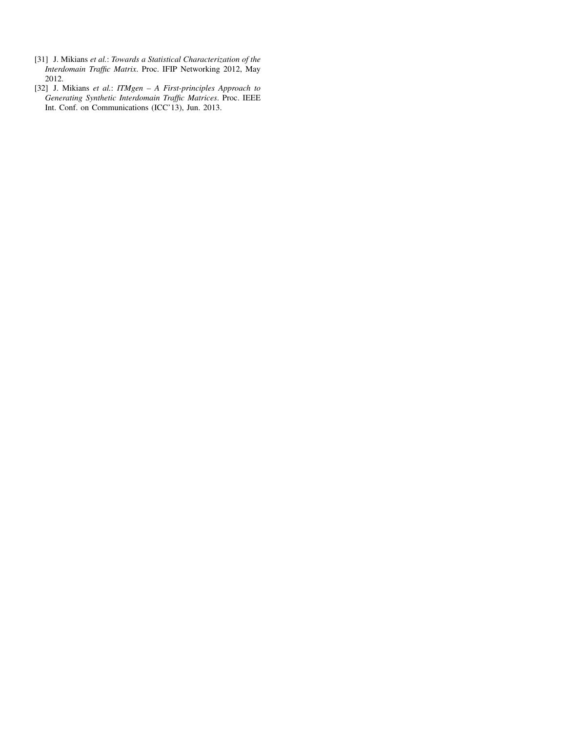[31] J. Mikians *et al.*: *Towards a Statistical Characterization of the Interdomain Traffic Matrix*. Proc. IFIP Networking 2012, May 2012.

[32] J. Mikians *et al.*: *ITMgen – A First-principles Approach to Generating Synthetic Interdomain Traffic Matrices*. Proc. IEEE Int. Conf. on Communications (ICC'13), Jun. 2013.